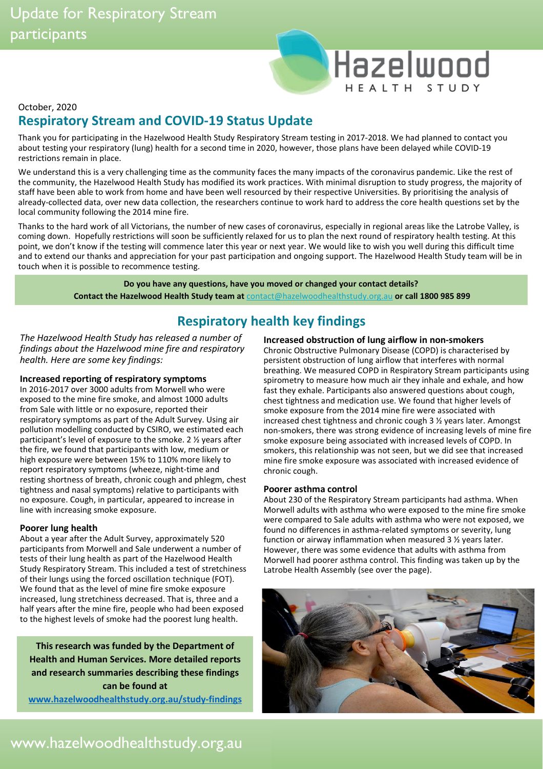# Update for Respiratory Stream participants

Hazelwood HEALTH STUDY

October, 2020

## Respiratory Stream and COVID-19 Status Update

Thank you for participating in the Hazelwood Health Study Respiratory Stream testing in 2017-2018. We had planned to contact you about testing your respiratory (lung) health for a second time in 2020, however, those plans have been delayed while COVID-19 restrictions remain in place.

We understand this is a very challenging time as the community faces the many impacts of the coronavirus pandemic. Like the rest of the community, the Hazelwood Health Study has modified its work practices. With minimal disruption to study progress, the majority of staff have been able to work from home and have been well resourced by their respective Universities. By prioritising the analysis of already-collected data, over new data collection, the researchers continue to work hard to address the core health questions set by the local community following the 2014 mine fire.

Thanks to the hard work of all Victorians, the number of new cases of coronavirus, especially in regional areas like the Latrobe Valley, is coming down. Hopefully restrictions will soon be sufficiently relaxed for us to plan the next round of respiratory health testing. At this point, we don't know if the testing will commence later this year or next year. We would like to wish you well during this difficult time and to extend our thanks and appreciation for your past participation and ongoing support. The Hazelwood Health Study team will be in touch when it is possible to recommence testing.

**Do you have any questions, have you moved or changed your contact details?**
**Contact the Hazelwood Health Study team at** contact@hazelwoodhealthstudy.org.au **or call 1800 985 899**

## Respiratory health key findings

*The Hazelwood Health Study has released a number of findings about the Hazelwood mine fire and respiratory health. Here are some key findings:*

### Increased reporting of respiratory symptoms

In 2016-2017 over 3000 adults from Morwell who were exposed to the mine fire smoke, and almost 1000 adults from Sale with little or no exposure, reported their respiratory symptoms as part of the Adult Survey. Using air pollution modelling conducted by CSIRO, we estimated each participant's level of exposure to the smoke. 2 ½ years after the fire, we found that participants with low, medium or high exposure were between 15% to 110% more likely to report respiratory symptoms (wheeze, night-time and resting shortness of breath, chronic cough and phlegm, chest tightness and nasal symptoms) relative to participants with no exposure. Cough, in particular, appeared to increase in line with increasing smoke exposure.

### Poorer lung health

About a year after the Adult Survey, approximately 520 participants from Morwell and Sale underwent a number of tests of their lung health as part of the Hazelwood Health Study Respiratory Stream. This included a test of stretchiness of their lungs using the forced oscillation technique (FOT). We found that as the level of mine fire smoke exposure increased, lung stretchiness decreased. That is, three and a half years after the mine fire, people who had been exposed to the highest levels of smoke had the poorest lung health.

**This research was funded by the Department of Health and Human Services. More detailed reports and research summaries describing these findings can be found at www.hazelwoodhealthstudy.org.au/study-findings**

### Increased obstruction of lung airflow in non-smokers

Chronic Obstructive Pulmonary Disease (COPD) is characterised by persistent obstruction of lung airflow that interferes with normal breathing. We measured COPD in Respiratory Stream participants using spirometry to measure how much air they inhale and exhale, and how fast they exhale. Participants also answered questions about cough, chest tightness and medication use. We found that higher levels of smoke exposure from the 2014 mine fire were associated with increased chest tightness and chronic cough 3 ½ years later. Amongst non-smokers, there was strong evidence of increasing levels of mine fire smoke exposure being associated with increased levels of COPD. In smokers, this relationship was not seen, but we did see that increased mine fire smoke exposure was associated with increased evidence of chronic cough.

### Poorer asthma control

About 230 of the Respiratory Stream participants had asthma. When Morwell adults with asthma who were exposed to the mine fire smoke were compared to Sale adults with asthma who were not exposed, we found no differences in asthma-related symptoms or severity, lung function or airway inflammation when measured 3 ½ years later. However, there was some evidence that adults with asthma from Morwell had poorer asthma control. This finding was taken up by the Latrobe Health Assembly (see over the page).

www.hazelwoodhealthstudy.org.au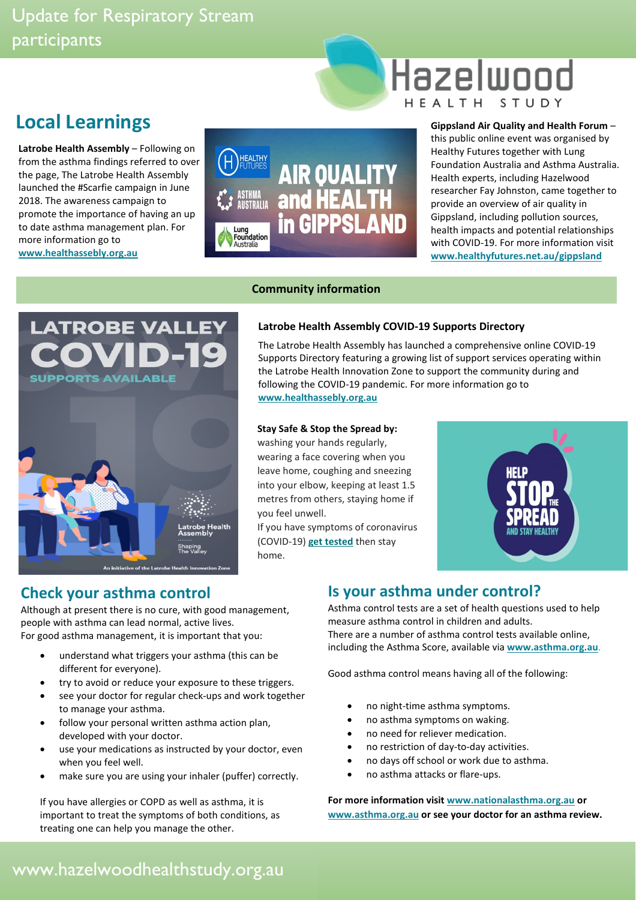Update for Respiratory Stream participants

## Local Learnings

**Latrobe Health Assembly** – Following on from the asthma findings referred to over the page, The Latrobe Health Assembly launched the #Scarfie campaign in June 2018. The awareness campaign to promote the importance of having an up to date asthma management plan. For more information go to **www.healthasseby.org.au**

**Gippsland Air Quality and Health Forum** – this public online event was organised by Healthy Futures together with Lung Foundation Australia and Asthma Australia. Health experts, including Hazelwood researcher Fay Johnston, came together to provide an overview of air quality in Gippsland, including pollution sources, health impacts and potential relationships with COVID-19. For more information visit **www.healthyfutures.net.au/gippsland**

### Community information

**Latrobe Health Assembly COVID-19 Supports Directory**

The Latrobe Health Assembly has launched a comprehensive online COVID-19 Supports Directory featuring a growing list of support services operating within the Latrobe Health Innovation Zone to support the community during and following the COVID-19 pandemic. For more information go to **www.healthassebly.org.au**

**Stay Safe & Stop the Spread by:**
washing your hands regularly, wearing a face covering when you leave home, coughing and sneezing into your elbow, keeping at least 1.5 metres from others, staying home if you feel unwell.
If you have symptoms of coronavirus (COVID-19) **get tested** then stay home.

## Check your asthma control

Although at present there is no cure, with good management, people with asthma can lead normal, active lives.
For good asthma management, it is important that you:

- understand what triggers your asthma (this can be different for everyone).
- try to avoid or reduce your exposure to these triggers.
- see your doctor for regular check-ups and work together to manage your asthma.
- follow your personal written asthma action plan, developed with your doctor.
- use your medications as instructed by your doctor, even when you feel well.
- make sure you are using your inhaler (puffer) correctly.

If you have allergies or COPD as well as asthma, it is important to treat the symptoms of both conditions, as treating one can help you manage the other.

## Is your asthma under control?

Asthma control tests are a set of health questions used to help measure asthma control in children and adults.
There are a number of asthma control tests available online, including the Asthma Score, available via **www.asthma.org.au**.

Good asthma control means having all of the following:

- no night-time asthma symptoms.
- no asthma symptoms on waking.
- no need for reliever medication.
- no restriction of day-to-day activities.
- no days off school or work due to asthma.
- no asthma attacks or flare-ups.

**For more information visit www.nationalasthma.org.au or www.asthma.org.au or see your doctor for an asthma review.**

www.hazelwoodhealthstudy.org.au